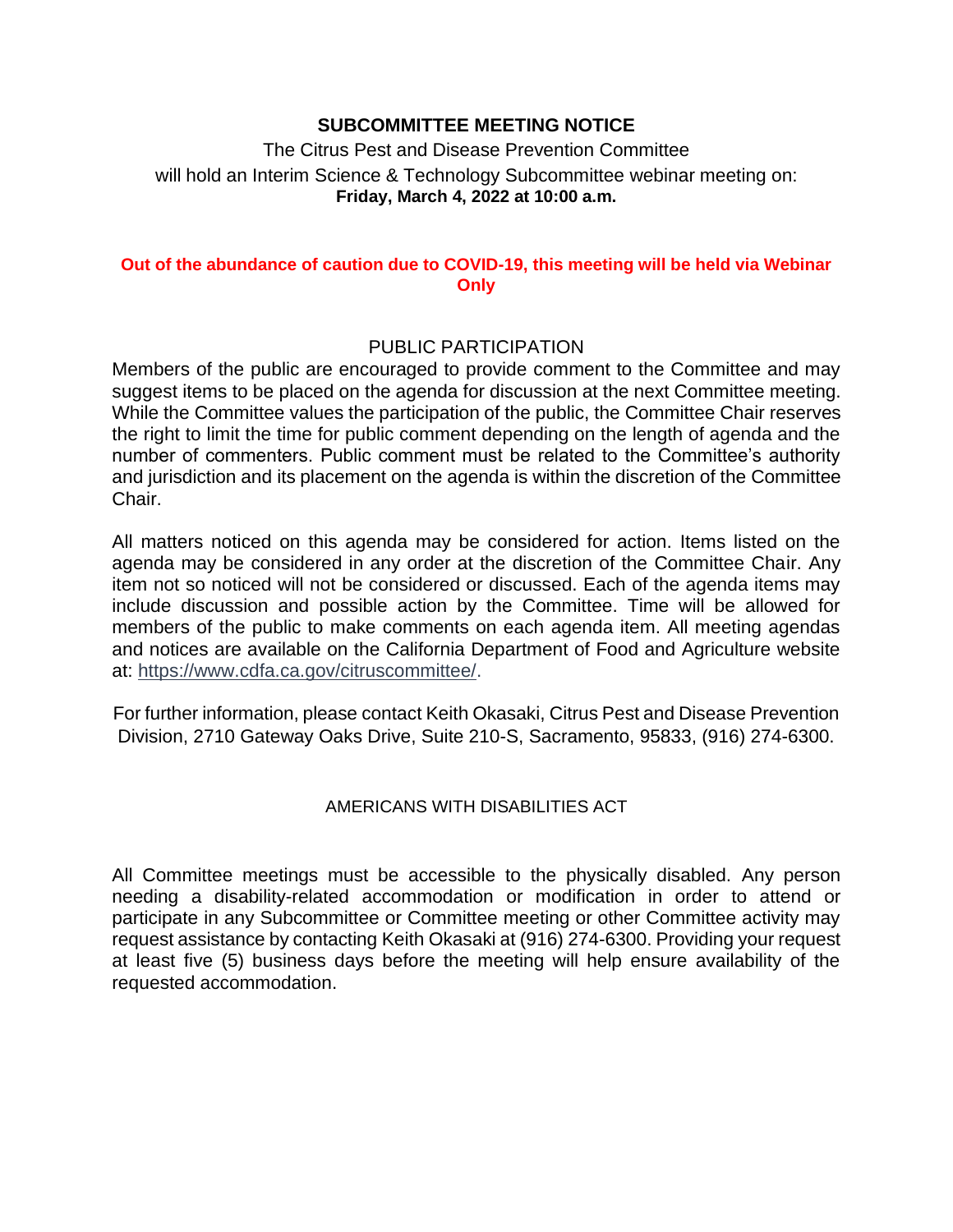# SUBCOMMITTEE MEETING NOTICE

The Citrus Pest and Disease Prevention Committee
will hold an Interim Science & Technology Subcommittee webinar meeting on:
**Friday, March 4, 2022 at 10:00 a.m.**

**Out of the abundance of caution due to COVID-19, this meeting will be held via Webinar Only**

## PUBLIC PARTICIPATION

Members of the public are encouraged to provide comment to the Committee and may suggest items to be placed on the agenda for discussion at the next Committee meeting. While the Committee values the participation of the public, the Committee Chair reserves the right to limit the time for public comment depending on the length of agenda and the number of commenters. Public comment must be related to the Committee's authority and jurisdiction and its placement on the agenda is within the discretion of the Committee Chair.

All matters noticed on this agenda may be considered for action. Items listed on the agenda may be considered in any order at the discretion of the Committee Chair. Any item not so noticed will not be considered or discussed. Each of the agenda items may include discussion and possible action by the Committee. Time will be allowed for members of the public to make comments on each agenda item. All meeting agendas and notices are available on the California Department of Food and Agriculture website at: https://www.cdfa.ca.gov/citruscommittee/.

For further information, please contact Keith Okasaki, Citrus Pest and Disease Prevention Division, 2710 Gateway Oaks Drive, Suite 210-S, Sacramento, 95833, (916) 274-6300.

## AMERICANS WITH DISABILITIES ACT

All Committee meetings must be accessible to the physically disabled. Any person needing a disability-related accommodation or modification in order to attend or participate in any Subcommittee or Committee meeting or other Committee activity may request assistance by contacting Keith Okasaki at (916) 274-6300. Providing your request at least five (5) business days before the meeting will help ensure availability of the requested accommodation.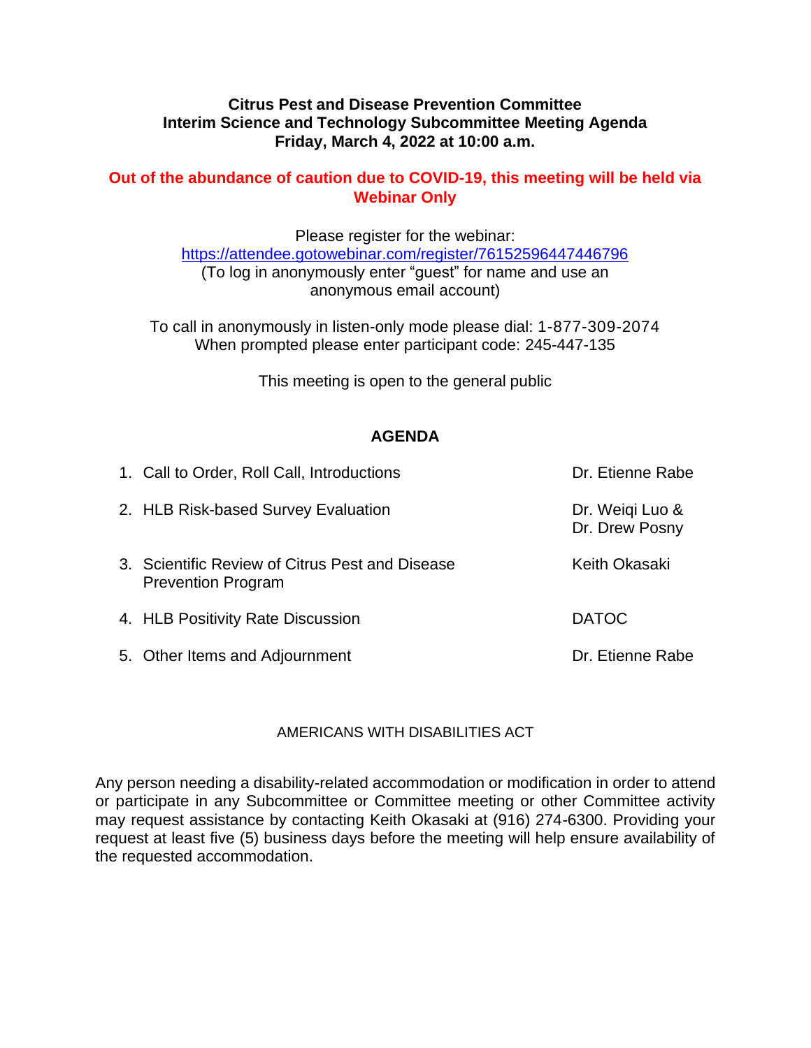**Citrus Pest and Disease Prevention Committee**
**Interim Science and Technology Subcommittee Meeting Agenda**
**Friday, March 4, 2022 at 10:00 a.m.**

**Out of the abundance of caution due to COVID-19, this meeting will be held via Webinar Only**

Please register for the webinar:
https://attendee.gotowebinar.com/register/7615259644744679­6
(To log in anonymously enter "guest" for name and use an anonymous email account)

To call in anonymously in listen-only mode please dial: 1-877-309-2074
When prompted please enter participant code: 245-447-135

This meeting is open to the general public

## AGENDA

| | |
|---|---|
| 1. Call to Order, Roll Call, Introductions | Dr. Etienne Rabe |
| 2. HLB Risk-based Survey Evaluation | Dr. Weiqi Luo & Dr. Drew Posny |
| 3. Scientific Review of Citrus Pest and Disease Prevention Program | Keith Okasaki |
| 4. HLB Positivity Rate Discussion | DATOC |
| 5. Other Items and Adjournment | Dr. Etienne Rabe |

AMERICANS WITH DISABILITIES ACT

Any person needing a disability-related accommodation or modification in order to attend or participate in any Subcommittee or Committee meeting or other Committee activity may request assistance by contacting Keith Okasaki at (916) 274-6300. Providing your request at least five (5) business days before the meeting will help ensure availability of the requested accommodation.